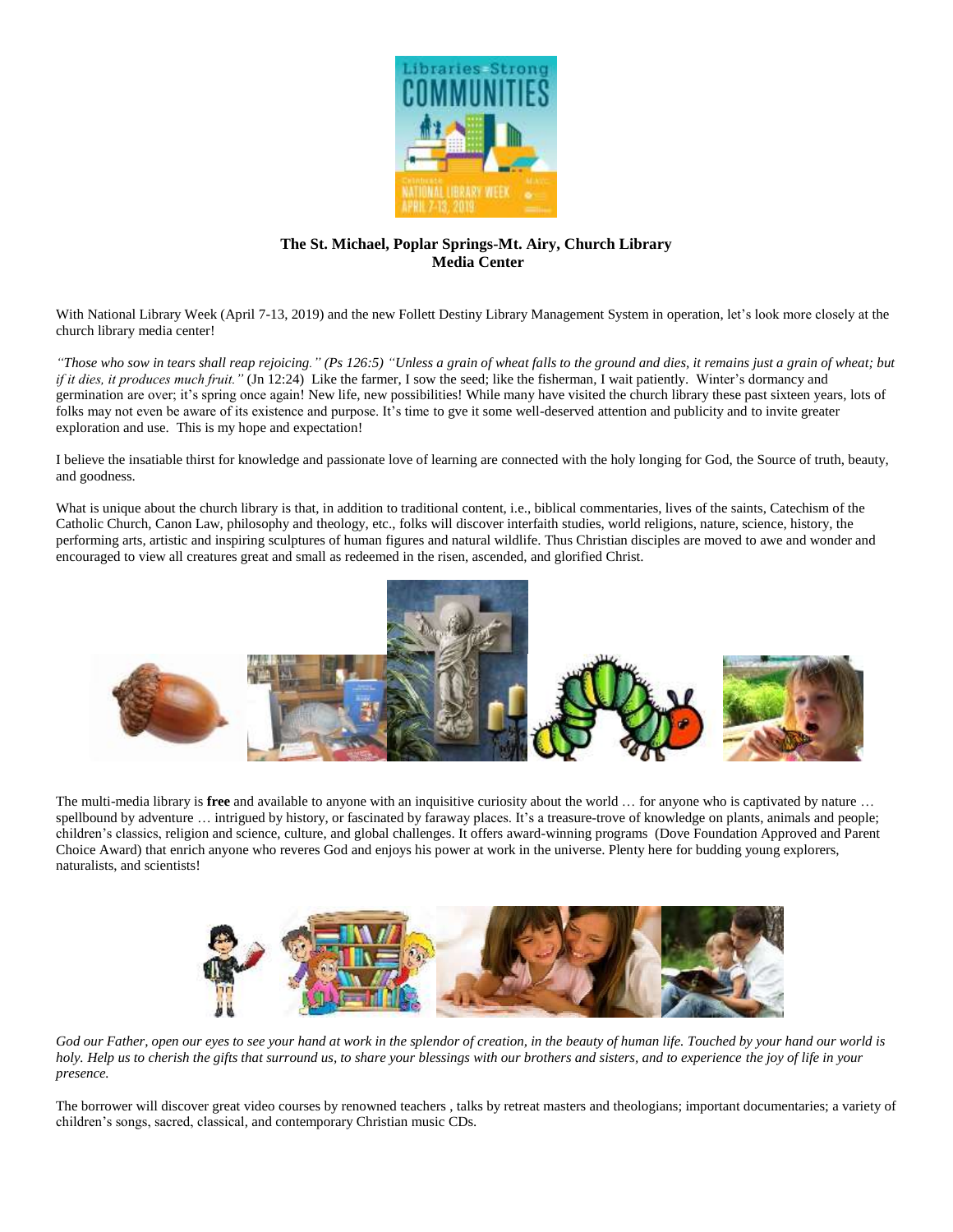**The St. Michael, Poplar Springs-Mt. Airy, Church Library**
**Media Center**

With National Library Week (April 7-13, 2019) and the new Follett Destiny Library Management System in operation, let's look more closely at the church library media center!

*"Those who sow in tears shall reap rejoicing." (Ps 126:5) "Unless a grain of wheat falls to the ground and dies, it remains just a grain of wheat; but if it dies, it produces much fruit."* (Jn 12:24) Like the farmer, I sow the seed; like the fisherman, I wait patiently. Winter's dormancy and germination are over; it's spring once again! New life, new possibilities! While many have visited the church library these past sixteen years, lots of folks may not even be aware of its existence and purpose. It's time to gve it some well-deserved attention and publicity and to invite greater exploration and use. This is my hope and expectation!

I believe the insatiable thirst for knowledge and passionate love of learning are connected with the holy longing for God, the Source of truth, beauty, and goodness.

What is unique about the church library is that, in addition to traditional content, i.e., biblical commentaries, lives of the saints, Catechism of the Catholic Church, Canon Law, philosophy and theology, etc., folks will discover interfaith studies, world religions, nature, science, history, the performing arts, artistic and inspiring sculptures of human figures and natural wildlife. Thus Christian disciples are moved to awe and wonder and encouraged to view all creatures great and small as redeemed in the risen, ascended, and glorified Christ.

The multi-media library is **free** and available to anyone with an inquisitive curiosity about the world … for anyone who is captivated by nature … spellbound by adventure … intrigued by history, or fascinated by faraway places. It's a treasure-trove of knowledge on plants, animals and people; children's classics, religion and science, culture, and global challenges. It offers award-winning programs (Dove Foundation Approved and Parent Choice Award) that enrich anyone who reveres God and enjoys his power at work in the universe. Plenty here for budding young explorers, naturalists, and scientists!

*God our Father, open our eyes to see your hand at work in the splendor of creation, in the beauty of human life. Touched by your hand our world is holy. Help us to cherish the gifts that surround us, to share your blessings with our brothers and sisters, and to experience the joy of life in your presence.*

The borrower will discover great video courses by renowned teachers , talks by retreat masters and theologians; important documentaries; a variety of children's songs, sacred, classical, and contemporary Christian music CDs.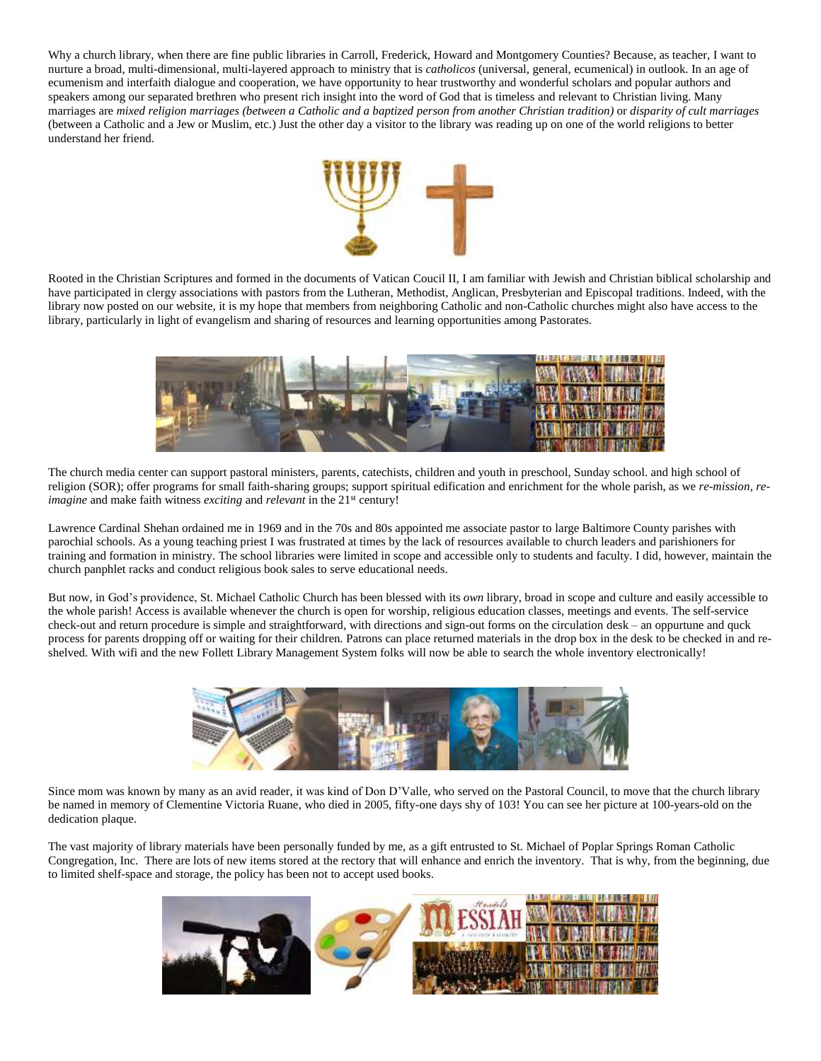Why a church library, when there are fine public libraries in Carroll, Frederick, Howard and Montgomery Counties? Because, as teacher, I want to nurture a broad, multi-dimensional, multi-layered approach to ministry that is *catholicos* (universal, general, ecumenical) in outlook. In an age of ecumenism and interfaith dialogue and cooperation, we have opportunity to hear trustworthy and wonderful scholars and popular authors and speakers among our separated brethren who present rich insight into the word of God that is timeless and relevant to Christian living. Many marriages are *mixed religion marriages (between a Catholic and a baptized person from another Christian tradition)* or *disparity of cult marriages* (between a Catholic and a Jew or Muslim, etc.) Just the other day a visitor to the library was reading up on one of the world religions to better understand her friend.

Rooted in the Christian Scriptures and formed in the documents of Vatican Coucil II, I am familiar with Jewish and Christian biblical scholarship and have participated in clergy associations with pastors from the Lutheran, Methodist, Anglican, Presbyterian and Episcopal traditions. Indeed, with the library now posted on our website, it is my hope that members from neighboring Catholic and non-Catholic churches might also have access to the library, particularly in light of evangelism and sharing of resources and learning opportunities among Pastorates.

The church media center can support pastoral ministers, parents, catechists, children and youth in preschool, Sunday school. and high school of religion (SOR); offer programs for small faith-sharing groups; support spiritual edification and enrichment for the whole parish, as we *re-mission, re-imagine* and make faith witness *exciting* and *relevant* in the 21st century!

Lawrence Cardinal Shehan ordained me in 1969 and in the 70s and 80s appointed me associate pastor to large Baltimore County parishes with parochial schools. As a young teaching priest I was frustrated at times by the lack of resources available to church leaders and parishioners for training and formation in ministry. The school libraries were limited in scope and accessible only to students and faculty. I did, however, maintain the church panphlet racks and conduct religious book sales to serve educational needs.

But now, in God's providence, St. Michael Catholic Church has been blessed with its *own* library, broad in scope and culture and easily accessible to the whole parish! Access is available whenever the church is open for worship, religious education classes, meetings and events. The self-service check-out and return procedure is simple and straightforward, with directions and sign-out forms on the circulation desk – an oppurtune and quck process for parents dropping off or waiting for their children. Patrons can place returned materials in the drop box in the desk to be checked in and re-shelved. With wifi and the new Follett Library Management System folks will now be able to search the whole inventory electronically!

Since mom was known by many as an avid reader, it was kind of Don D'Valle, who served on the Pastoral Council, to move that the church library be named in memory of Clementine Victoria Ruane, who died in 2005, fifty-one days shy of 103! You can see her picture at 100-years-old on the dedication plaque.

The vast majority of library materials have been personally funded by me, as a gift entrusted to St. Michael of Poplar Springs Roman Catholic Congregation, Inc. There are lots of new items stored at the rectory that will enhance and enrich the inventory. That is why, from the beginning, due to limited shelf-space and storage, the policy has been not to accept used books.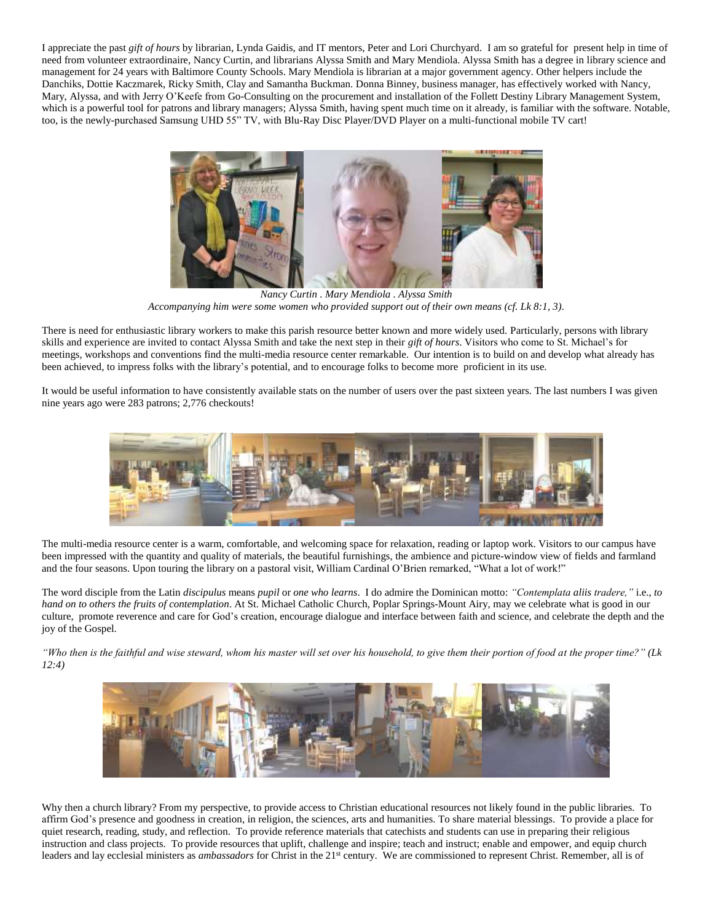I appreciate the past *gift of hours* by librarian, Lynda Gaidis, and IT mentors, Peter and Lori Churchyard. I am so grateful for present help in time of need from volunteer extraordinaire, Nancy Curtin, and librarians Alyssa Smith and Mary Mendiola. Alyssa Smith has a degree in library science and management for 24 years with Baltimore County Schools. Mary Mendiola is librarian at a major government agency. Other helpers include the Danchiks, Dottie Kaczmarek, Ricky Smith, Clay and Samantha Buckman. Donna Binney, business manager, has effectively worked with Nancy, Mary, Alyssa, and with Jerry O'Keefe from Go-Consulting on the procurement and installation of the Follett Destiny Library Management System, which is a powerful tool for patrons and library managers; Alyssa Smith, having spent much time on it already, is familiar with the software. Notable, too, is the newly-purchased Samsung UHD 55" TV, with Blu-Ray Disc Player/DVD Player on a multi-functional mobile TV cart!

*Nancy Curtin . Mary Mendiola . Alyssa Smith*
*Accompanying him were some women who provided support out of their own means (cf. Lk 8:1, 3).*

There is need for enthusiastic library workers to make this parish resource better known and more widely used. Particularly, persons with library skills and experience are invited to contact Alyssa Smith and take the next step in their *gift of hours*. Visitors who come to St. Michael's for meetings, workshops and conventions find the multi-media resource center remarkable. Our intention is to build on and develop what already has been achieved, to impress folks with the library's potential, and to encourage folks to become more proficient in its use.

It would be useful information to have consistently available stats on the number of users over the past sixteen years. The last numbers I was given nine years ago were 283 patrons; 2,776 checkouts!

The multi-media resource center is a warm, comfortable, and welcoming space for relaxation, reading or laptop work. Visitors to our campus have been impressed with the quantity and quality of materials, the beautiful furnishings, the ambience and picture-window view of fields and farmland and the four seasons. Upon touring the library on a pastoral visit, William Cardinal O'Brien remarked, "What a lot of work!"

The word disciple from the Latin *discipulus* means *pupil* or *one who learns*. I do admire the Dominican motto: *"Contemplata aliis tradere,"* i.e., *to hand on to others the fruits of contemplation*. At St. Michael Catholic Church, Poplar Springs-Mount Airy, may we celebrate what is good in our culture, promote reverence and care for God's creation, encourage dialogue and interface between faith and science, and celebrate the depth and the joy of the Gospel.

*"Who then is the faithful and wise steward, whom his master will set over his household, to give them their portion of food at the proper time?" (Lk 12:4)*

Why then a church library? From my perspective, to provide access to Christian educational resources not likely found in the public libraries. To affirm God's presence and goodness in creation, in religion, the sciences, arts and humanities. To share material blessings. To provide a place for quiet research, reading, study, and reflection. To provide reference materials that catechists and students can use in preparing their religious instruction and class projects. To provide resources that uplift, challenge and inspire; teach and instruct; enable and empower, and equip church leaders and lay ecclesial ministers as *ambassadors* for Christ in the 21st century. We are commissioned to represent Christ. Remember, all is of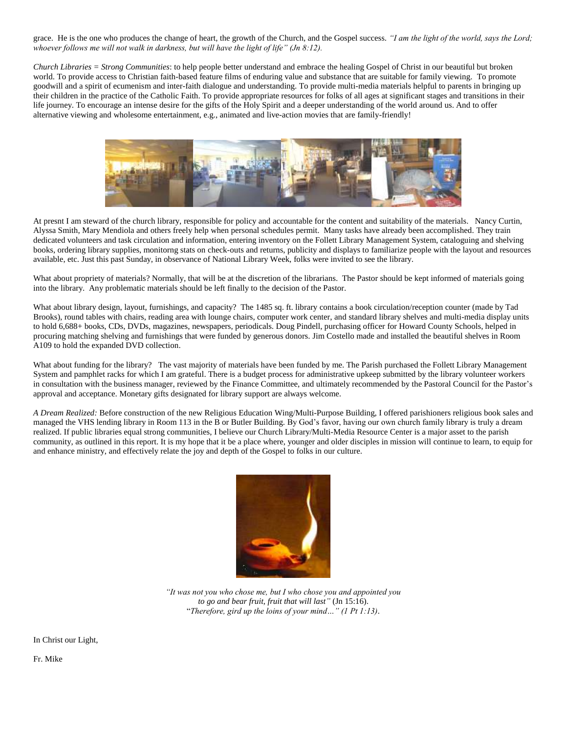grace. He is the one who produces the change of heart, the growth of the Church, and the Gospel success. *"I am the light of the world, says the Lord; whoever follows me will not walk in darkness, but will have the light of life" (Jn 8:12).*

*Church Libraries = Strong Communities*: to help people better understand and embrace the healing Gospel of Christ in our beautiful but broken world. To provide access to Christian faith-based feature films of enduring value and substance that are suitable for family viewing. To promote goodwill and a spirit of ecumenism and inter-faith dialogue and understanding. To provide multi-media materials helpful to parents in bringing up their children in the practice of the Catholic Faith. To provide appropriate resources for folks of all ages at significant stages and transitions in their life journey. To encourage an intense desire for the gifts of the Holy Spirit and a deeper understanding of the world around us. And to offer alternative viewing and wholesome entertainment, e.g., animated and live-action movies that are family-friendly!

At presnt I am steward of the church library, responsible for policy and accountable for the content and suitability of the materials. Nancy Curtin, Alyssa Smith, Mary Mendiola and others freely help when personal schedules permit. Many tasks have already been accomplished. They train dedicated volunteers and task circulation and information, entering inventory on the Follett Library Management System, cataloguing and shelving books, ordering library supplies, monitorng stats on check-outs and returns, publicity and displays to familiarize people with the layout and resources available, etc. Just this past Sunday, in observance of National Library Week, folks were invited to see the library.

What about propriety of materials? Normally, that will be at the discretion of the librarians. The Pastor should be kept informed of materials going into the library. Any problematic materials should be left finally to the decision of the Pastor.

What about library design, layout, furnishings, and capacity? The 1485 sq. ft. library contains a book circulation/reception counter (made by Tad Brooks), round tables with chairs, reading area with lounge chairs, computer work center, and standard library shelves and multi-media display units to hold 6,688+ books, CDs, DVDs, magazines, newspapers, periodicals. Doug Pindell, purchasing officer for Howard County Schools, helped in procuring matching shelving and furnishings that were funded by generous donors. Jim Costello made and installed the beautiful shelves in Room A109 to hold the expanded DVD collection.

What about funding for the library? The vast majority of materials have been funded by me. The Parish purchased the Follett Library Management System and pamphlet racks for which I am grateful. There is a budget process for administrative upkeep submitted by the library volunteer workers in consultation with the business manager, reviewed by the Finance Committee, and ultimately recommended by the Pastoral Council for the Pastor's approval and acceptance. Monetary gifts designated for library support are always welcome.

*A Dream Realized:* Before construction of the new Religious Education Wing/Multi-Purpose Building, I offered parishioners religious book sales and managed the VHS lending library in Room 113 in the B or Butler Building. By God's favor, having our own church family library is truly a dream realized. If public libraries equal strong communities, I believe our Church Library/Multi-Media Resource Center is a major asset to the parish community, as outlined in this report. It is my hope that it be a place where, younger and older disciples in mission will continue to learn, to equip for and enhance ministry, and effectively relate the joy and depth of the Gospel to folks in our culture.

*"It was not you who chose me, but I who chose you and appointed you to go and bear fruit, fruit that will last"* (Jn 15:16).
"*Therefore, gird up the loins of your mind…" (1 Pt 1:13)*.

In Christ our Light,

Fr. Mike